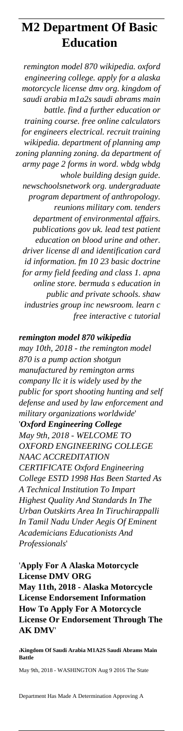# M2 Department Of Basic Education

*remington model 870 wikipedia. oxford engineering college. apply for a alaska motorcycle license dmv org. kingdom of saudi arabia m1a2s saudi abrams main battle. find a further education or training course. free online calculators for engineers electrical. recruit training wikipedia. department of planning amp zoning planning zoning. da department of army page 2 forms in word. wbdg wbdg whole building design guide. newschoolsnetwork org. undergraduate program department of anthropology. reunions military com. tenders department of environmental affairs. publications gov uk. lead test patient education on blood urine and other. driver license dl and identification card id information. fm 10 23 basic doctrine for army field feeding and class 1. apna online store. bermuda s education in public and private schools. shaw industries group inc newsroom. learn c free interactive c tutorial*

***remington model 870 wikipedia***

*may 10th, 2018 - the remington model 870 is a pump action shotgun manufactured by remington arms company llc it is widely used by the public for sport shooting hunting and self defense and used by law enforcement and military organizations worldwide*'

'***Oxford Engineering College***

*May 9th, 2018 - WELCOME TO OXFORD ENGINEERING COLLEGE NAAC ACCREDITATION CERTIFICATE Oxford Engineering College ESTD 1998 Has Been Started As A Technical Institution To Impart Highest Quality And Standards In The Urban Outskirts Area In Tiruchirappalli In Tamil Nadu Under Aegis Of Eminent Academicians Educationists And Professionals*'

'**Apply For A Alaska Motorcycle License DMV ORG**

**May 11th, 2018 - Alaska Motorcycle License Endorsement Information How To Apply For A Motorcycle License Or Endorsement Through The AK DMV**'

'**Kingdom Of Saudi Arabia M1A2S Saudi Abrams Main Battle**

May 9th, 2018 - WASHINGTON Aug 9 2016 The State Department Has Made A Determination Approving A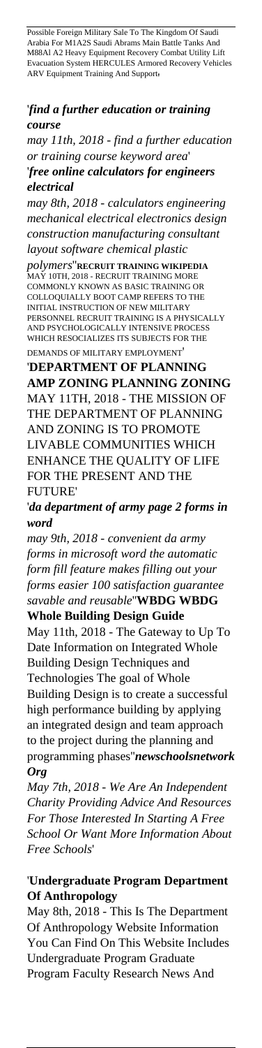Possible Foreign Military Sale To The Kingdom Of Saudi Arabia For M1A2S Saudi Abrams Main Battle Tanks And M88Al A2 Heavy Equipment Recovery Combat Utility Lift Evacuation System HERCULES Armored Recovery Vehicles ARV Equipment Training And Support'

'***find a further education or training course***

*may 11th, 2018 - find a further education or training course keyword area*'

'***free online calculators for engineers electrical***

*may 8th, 2018 - calculators engineering mechanical electrical electronics design construction manufacturing consultant layout software chemical plastic polymers*''**RECRUIT TRAINING WIKIPEDIA**

MAY 10TH, 2018 - RECRUIT TRAINING MORE COMMONLY KNOWN AS BASIC TRAINING OR COLLOQUIALLY BOOT CAMP REFERS TO THE INITIAL INSTRUCTION OF NEW MILITARY PERSONNEL RECRUIT TRAINING IS A PHYSICALLY AND PSYCHOLOGICALLY INTENSIVE PROCESS WHICH RESOCIALIZES ITS SUBJECTS FOR THE DEMANDS OF MILITARY EMPLOYMENT'

'**DEPARTMENT OF PLANNING AMP ZONING PLANNING ZONING**

MAY 11TH, 2018 - THE MISSION OF THE DEPARTMENT OF PLANNING AND ZONING IS TO PROMOTE LIVABLE COMMUNITIES WHICH ENHANCE THE QUALITY OF LIFE FOR THE PRESENT AND THE FUTURE'

'***da department of army page 2 forms in word***

*may 9th, 2018 - convenient da army forms in microsoft word the automatic form fill feature makes filling out your forms easier 100 satisfaction guarantee savable and reusable*''**WBDG WBDG Whole Building Design Guide**

May 11th, 2018 - The Gateway to Up To Date Information on Integrated Whole Building Design Techniques and Technologies The goal of Whole Building Design is to create a successful high performance building by applying an integrated design and team approach to the project during the planning and programming phases''***newschoolsnetwork Org***

*May 7th, 2018 - We Are An Independent Charity Providing Advice And Resources For Those Interested In Starting A Free School Or Want More Information About Free Schools*'

'**Undergraduate Program Department Of Anthropology**

May 8th, 2018 - This Is The Department Of Anthropology Website Information You Can Find On This Website Includes Undergraduate Program Graduate Program Faculty Research News And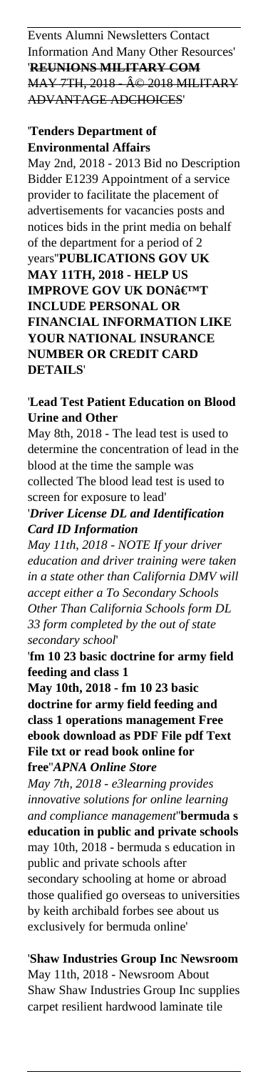Events Alumni Newsletters Contact Information And Many Other Resources'

'**REUNIONS MILITARY COM**
~~MAY 7TH, 2018 - Â© 2018 MILITARY ADVANTAGE ADCHOICES~~'

'**Tenders Department of Environmental Affairs**
May 2nd, 2018 - 2013 Bid no Description Bidder E1239 Appointment of a service provider to facilitate the placement of advertisements for vacancies posts and notices bids in the print media on behalf of the department for a period of 2 years''**PUBLICATIONS GOV UK MAY 11TH, 2018 - HELP US IMPROVE GOV UK DONâ€™T INCLUDE PERSONAL OR FINANCIAL INFORMATION LIKE YOUR NATIONAL INSURANCE NUMBER OR CREDIT CARD DETAILS**'

'**Lead Test Patient Education on Blood Urine and Other**
May 8th, 2018 - The lead test is used to determine the concentration of lead in the blood at the time the sample was collected The blood lead test is used to screen for exposure to lead'

'***Driver License DL and Identification Card ID Information***
*May 11th, 2018 - NOTE If your driver education and driver training were taken in a state other than California DMV will accept either a To Secondary Schools Other Than California Schools form DL 33 form completed by the out of state secondary school*'

'**fm 10 23 basic doctrine for army field feeding and class 1**
**May 10th, 2018 - fm 10 23 basic doctrine for army field feeding and class 1 operations management Free ebook download as PDF File pdf Text File txt or read book online for free**''***APNA Online Store***
*May 7th, 2018 - e3learning provides innovative solutions for online learning and compliance management*''**bermuda s education in public and private schools**
may 10th, 2018 - bermuda s education in public and private schools after secondary schooling at home or abroad those qualified go overseas to universities by keith archibald forbes see about us exclusively for bermuda online'

'**Shaw Industries Group Inc Newsroom**
May 11th, 2018 - Newsroom About Shaw Shaw Industries Group Inc supplies carpet resilient hardwood laminate tile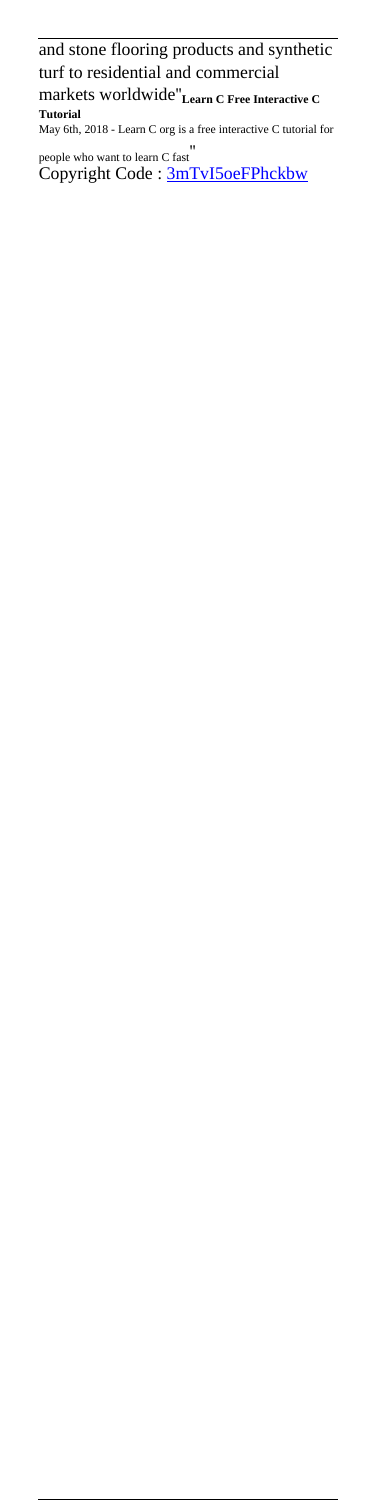and stone flooring products and synthetic turf to residential and commercial markets worldwide"**Learn C Free Interactive C Tutorial**

May 6th, 2018 - Learn C org is a free interactive C tutorial for people who want to learn C fast"

Copyright Code : [3mTvI5oeFPhckbw]